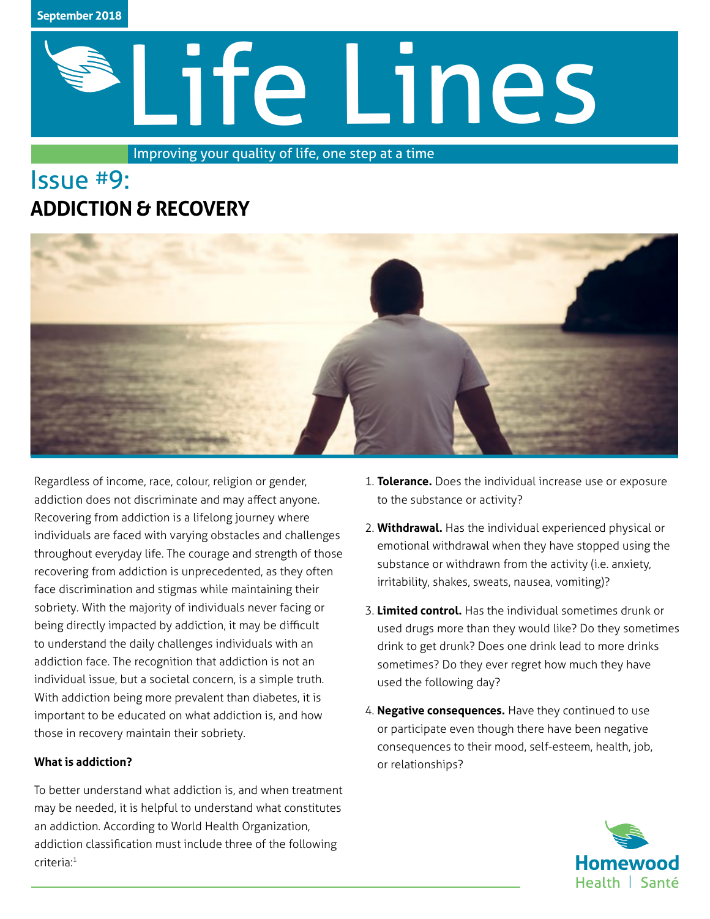September 2018

# Life Lines

Improving your quality of life, one step at a time

## Issue #9:
## ADDICTION & RECOVERY

Regardless of income, race, colour, religion or gender, addiction does not discriminate and may affect anyone. Recovering from addiction is a lifelong journey where individuals are faced with varying obstacles and challenges throughout everyday life. The courage and strength of those recovering from addiction is unprecedented, as they often face discrimination and stigmas while maintaining their sobriety. With the majority of individuals never facing or being directly impacted by addiction, it may be difficult to understand the daily challenges individuals with an addiction face. The recognition that addiction is not an individual issue, but a societal concern, is a simple truth. With addiction being more prevalent than diabetes, it is important to be educated on what addiction is, and how those in recovery maintain their sobriety.

**What is addiction?**

To better understand what addiction is, and when treatment may be needed, it is helpful to understand what constitutes an addiction. According to World Health Organization, addiction classification must include three of the following criteria:[1]

1. **Tolerance.** Does the individual increase use or exposure to the substance or activity?
2. **Withdrawal.** Has the individual experienced physical or emotional withdrawal when they have stopped using the substance or withdrawn from the activity (i.e. anxiety, irritability, shakes, sweats, nausea, vomiting)?
3. **Limited control.** Has the individual sometimes drunk or used drugs more than they would like? Do they sometimes drink to get drunk? Does one drink lead to more drinks sometimes? Do they ever regret how much they have used the following day?
4. **Negative consequences.** Have they continued to use or participate even though there have been negative consequences to their mood, self-esteem, health, job, or relationships?

Homewood Health | Santé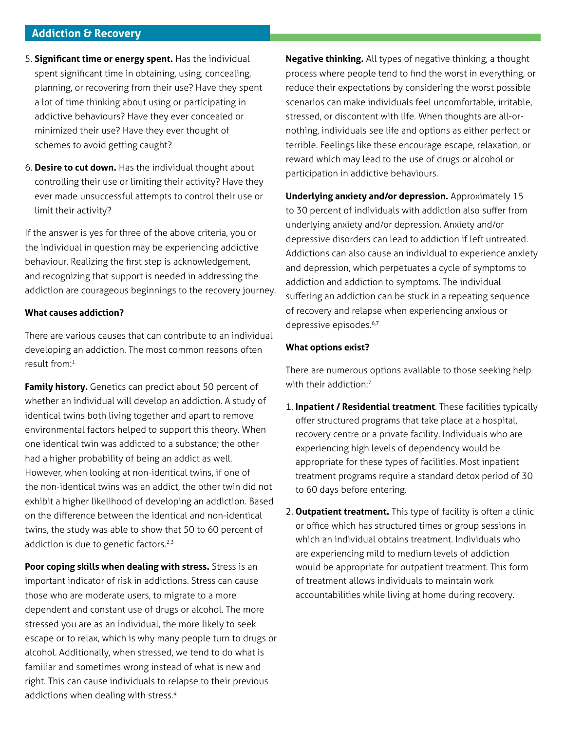5. **Significant time or energy spent.** Has the individual spent significant time in obtaining, using, concealing, planning, or recovering from their use? Have they spent a lot of time thinking about using or participating in addictive behaviours? Have they ever concealed or minimized their use? Have they ever thought of schemes to avoid getting caught?

6. **Desire to cut down.** Has the individual thought about controlling their use or limiting their activity? Have they ever made unsuccessful attempts to control their use or limit their activity?

If the answer is yes for three of the above criteria, you or the individual in question may be experiencing addictive behaviour. Realizing the first step is acknowledgement, and recognizing that support is needed in addressing the addiction are courageous beginnings to the recovery journey.

**What causes addiction?**

There are various causes that can contribute to an individual developing an addiction. The most common reasons often result from:[1]

**Family history.** Genetics can predict about 50 percent of whether an individual will develop an addiction. A study of identical twins both living together and apart to remove environmental factors helped to support this theory. When one identical twin was addicted to a substance; the other had a higher probability of being an addict as well. However, when looking at non-identical twins, if one of the non-identical twins was an addict, the other twin did not exhibit a higher likelihood of developing an addiction. Based on the difference between the identical and non-identical twins, the study was able to show that 50 to 60 percent of addiction is due to genetic factors.[2,3]

**Poor coping skills when dealing with stress.** Stress is an important indicator of risk in addictions. Stress can cause those who are moderate users, to migrate to a more dependent and constant use of drugs or alcohol. The more stressed you are as an individual, the more likely to seek escape or to relax, which is why many people turn to drugs or alcohol. Additionally, when stressed, we tend to do what is familiar and sometimes wrong instead of what is new and right. This can cause individuals to relapse to their previous addictions when dealing with stress.[4]

**Negative thinking.** All types of negative thinking, a thought process where people tend to find the worst in everything, or reduce their expectations by considering the worst possible scenarios can make individuals feel uncomfortable, irritable, stressed, or discontent with life. When thoughts are all-or-nothing, individuals see life and options as either perfect or terrible. Feelings like these encourage escape, relaxation, or reward which may lead to the use of drugs or alcohol or participation in addictive behaviours.

**Underlying anxiety and/or depression.** Approximately 15 to 30 percent of individuals with addiction also suffer from underlying anxiety and/or depression. Anxiety and/or depressive disorders can lead to addiction if left untreated. Addictions can also cause an individual to experience anxiety and depression, which perpetuates a cycle of symptoms to addiction and addiction to symptoms. The individual suffering an addiction can be stuck in a repeating sequence of recovery and relapse when experiencing anxious or depressive episodes.[6,7]

**What options exist?**

There are numerous options available to those seeking help with their addiction:[7]

1. **Inpatient / Residential treatment**. These facilities typically offer structured programs that take place at a hospital, recovery centre or a private facility. Individuals who are experiencing high levels of dependency would be appropriate for these types of facilities. Most inpatient treatment programs require a standard detox period of 30 to 60 days before entering.

2. **Outpatient treatment.** This type of facility is often a clinic or office which has structured times or group sessions in which an individual obtains treatment. Individuals who are experiencing mild to medium levels of addiction would be appropriate for outpatient treatment. This form of treatment allows individuals to maintain work accountabilities while living at home during recovery.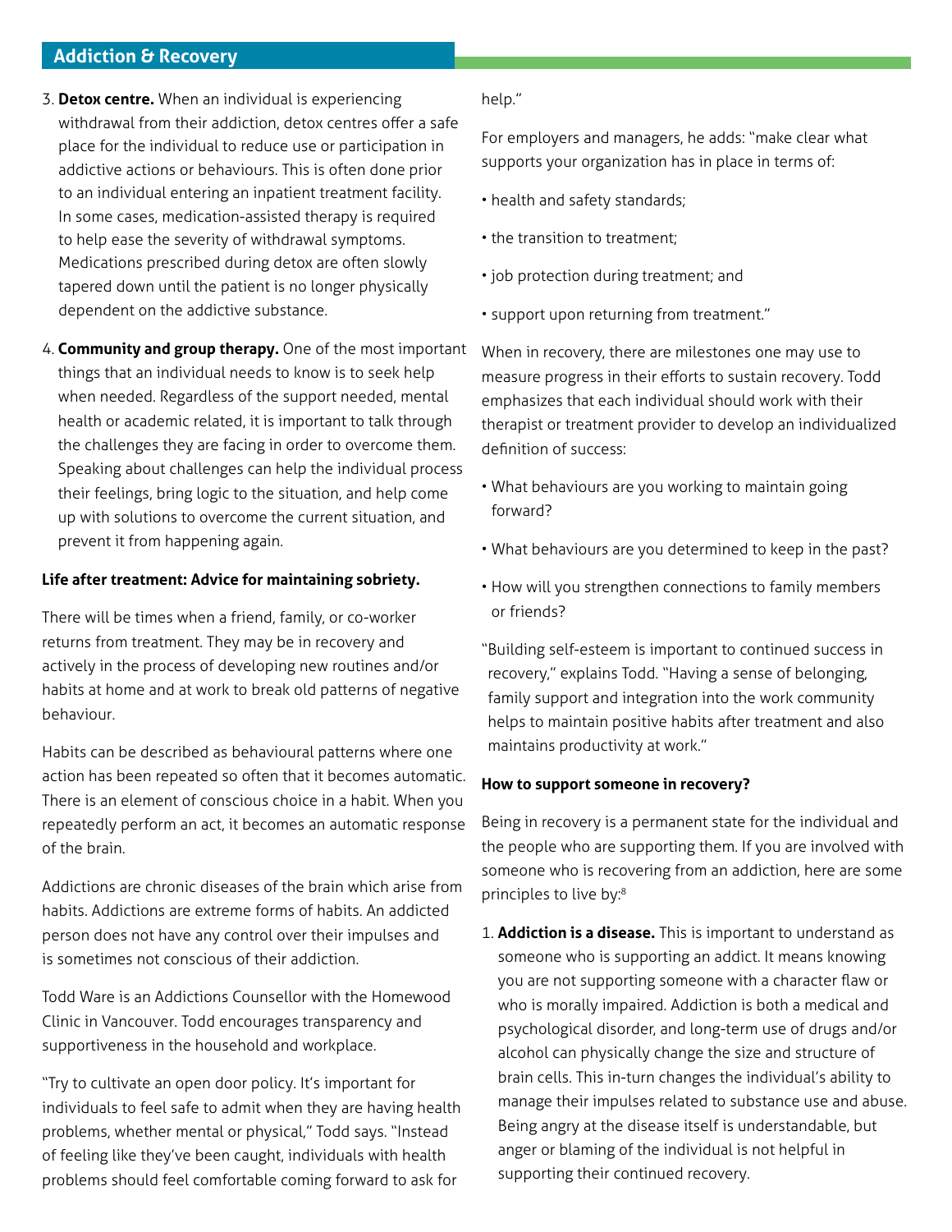3. **Detox centre.** When an individual is experiencing withdrawal from their addiction, detox centres offer a safe place for the individual to reduce use or participation in addictive actions or behaviours. This is often done prior to an individual entering an inpatient treatment facility. In some cases, medication-assisted therapy is required to help ease the severity of withdrawal symptoms. Medications prescribed during detox are often slowly tapered down until the patient is no longer physically dependent on the addictive substance.
4. **Community and group therapy.** One of the most important things that an individual needs to know is to seek help when needed. Regardless of the support needed, mental health or academic related, it is important to talk through the challenges they are facing in order to overcome them. Speaking about challenges can help the individual process their feelings, bring logic to the situation, and help come up with solutions to overcome the current situation, and prevent it from happening again.

**Life after treatment: Advice for maintaining sobriety.**

There will be times when a friend, family, or co-worker returns from treatment. They may be in recovery and actively in the process of developing new routines and/or habits at home and at work to break old patterns of negative behaviour.

Habits can be described as behavioural patterns where one action has been repeated so often that it becomes automatic. There is an element of conscious choice in a habit. When you repeatedly perform an act, it becomes an automatic response of the brain.

Addictions are chronic diseases of the brain which arise from habits. Addictions are extreme forms of habits. An addicted person does not have any control over their impulses and is sometimes not conscious of their addiction.

Todd Ware is an Addictions Counsellor with the Homewood Clinic in Vancouver. Todd encourages transparency and supportiveness in the household and workplace.

"Try to cultivate an open door policy. It's important for individuals to feel safe to admit when they are having health problems, whether mental or physical," Todd says. "Instead of feeling like they've been caught, individuals with health problems should feel comfortable coming forward to ask for help."

For employers and managers, he adds: "make clear what supports your organization has in place in terms of:

- health and safety standards;
- the transition to treatment;
- job protection during treatment; and
- support upon returning from treatment."

When in recovery, there are milestones one may use to measure progress in their efforts to sustain recovery. Todd emphasizes that each individual should work with their therapist or treatment provider to develop an individualized definition of success:

- What behaviours are you working to maintain going forward?
- What behaviours are you determined to keep in the past?
- How will you strengthen connections to family members or friends?

"Building self-esteem is important to continued success in recovery," explains Todd. "Having a sense of belonging, family support and integration into the work community helps to maintain positive habits after treatment and also maintains productivity at work."

**How to support someone in recovery?**

Being in recovery is a permanent state for the individual and the people who are supporting them. If you are involved with someone who is recovering from an addiction, here are some principles to live by:[8]

1. **Addiction is a disease.** This is important to understand as someone who is supporting an addict. It means knowing you are not supporting someone with a character flaw or who is morally impaired. Addiction is both a medical and psychological disorder, and long-term use of drugs and/or alcohol can physically change the size and structure of brain cells. This in-turn changes the individual's ability to manage their impulses related to substance use and abuse. Being angry at the disease itself is understandable, but anger or blaming of the individual is not helpful in supporting their continued recovery.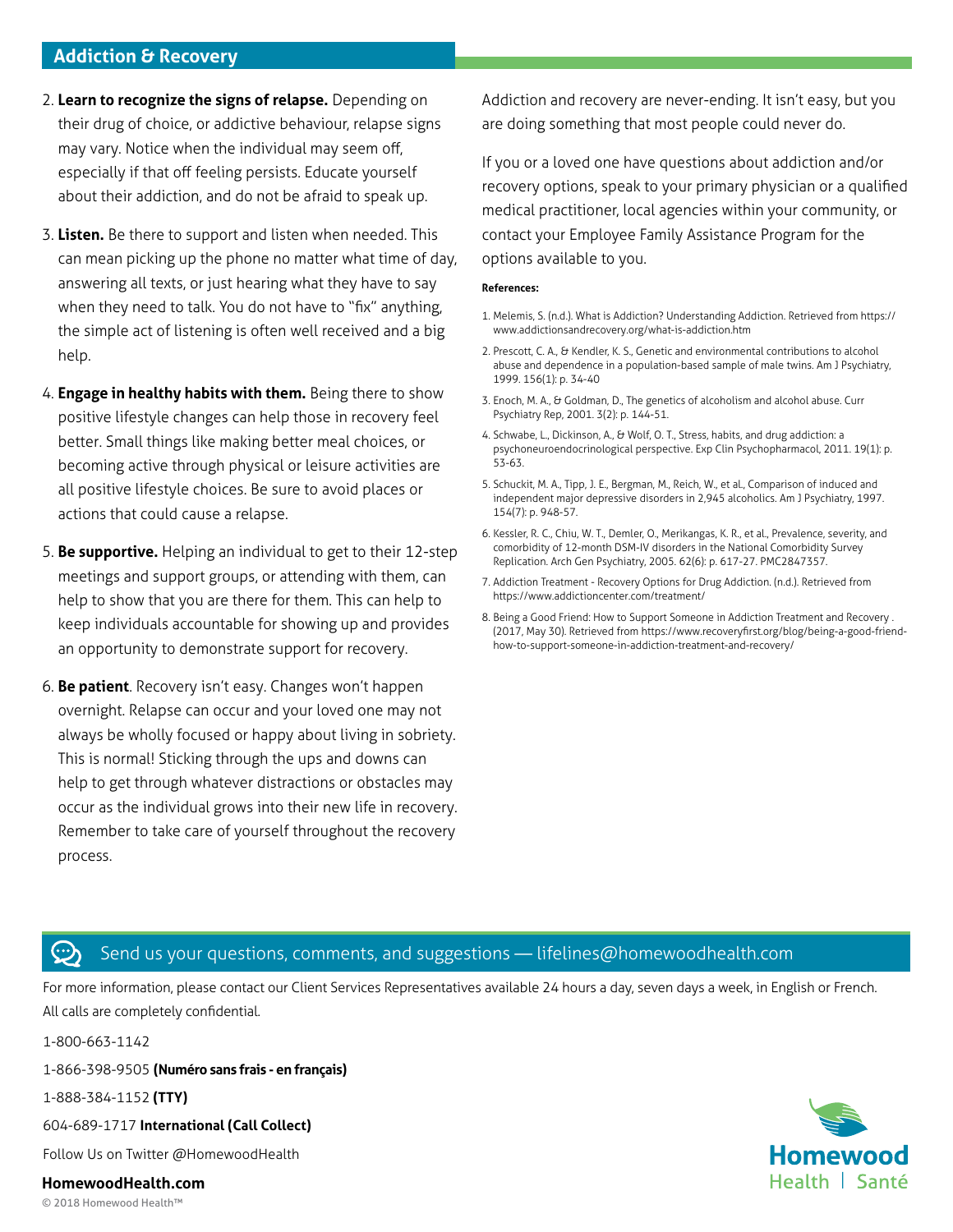2. **Learn to recognize the signs of relapse.** Depending on their drug of choice, or addictive behaviour, relapse signs may vary. Notice when the individual may seem off, especially if that off feeling persists. Educate yourself about their addiction, and do not be afraid to speak up.

3. **Listen.** Be there to support and listen when needed. This can mean picking up the phone no matter what time of day, answering all texts, or just hearing what they have to say when they need to talk. You do not have to "fix" anything, the simple act of listening is often well received and a big help.

4. **Engage in healthy habits with them.** Being there to show positive lifestyle changes can help those in recovery feel better. Small things like making better meal choices, or becoming active through physical or leisure activities are all positive lifestyle choices. Be sure to avoid places or actions that could cause a relapse.

5. **Be supportive.** Helping an individual to get to their 12-step meetings and support groups, or attending with them, can help to show that you are there for them. This can help to keep individuals accountable for showing up and provides an opportunity to demonstrate support for recovery.

6. **Be patient**. Recovery isn't easy. Changes won't happen overnight. Relapse can occur and your loved one may not always be wholly focused or happy about living in sobriety. This is normal! Sticking through the ups and downs can help to get through whatever distractions or obstacles may occur as the individual grows into their new life in recovery. Remember to take care of yourself throughout the recovery process.

Addiction and recovery are never-ending. It isn't easy, but you are doing something that most people could never do.

If you or a loved one have questions about addiction and/or recovery options, speak to your primary physician or a qualified medical practitioner, local agencies within your community, or contact your Employee Family Assistance Program for the options available to you.

**References:**

1. Melemis, S. (n.d.). What is Addiction? Understanding Addiction. Retrieved from https://www.addictionsandrecovery.org/what-is-addiction.htm
2. Prescott, C. A., & Kendler, K. S., Genetic and environmental contributions to alcohol abuse and dependence in a population-based sample of male twins. Am J Psychiatry, 1999. 156(1): p. 34-40
3. Enoch, M. A., & Goldman, D., The genetics of alcoholism and alcohol abuse. Curr Psychiatry Rep, 2001. 3(2): p. 144-51.
4. Schwabe, L., Dickinson, A., & Wolf, O. T., Stress, habits, and drug addiction: a psychoneuroendocrinological perspective. Exp Clin Psychopharmacol, 2011. 19(1): p. 53-63.
5. Schuckit, M. A., Tipp, J. E., Bergman, M., Reich, W., et al., Comparison of induced and independent major depressive disorders in 2,945 alcoholics. Am J Psychiatry, 1997. 154(7): p. 948-57.
6. Kessler, R. C., Chiu, W. T., Demler, O., Merikangas, K. R., et al., Prevalence, severity, and comorbidity of 12-month DSM-IV disorders in the National Comorbidity Survey Replication. Arch Gen Psychiatry, 2005. 62(6): p. 617-27. PMC2847357.
7. Addiction Treatment - Recovery Options for Drug Addiction. (n.d.). Retrieved from https://www.addictioncenter.com/treatment/
8. Being a Good Friend: How to Support Someone in Addiction Treatment and Recovery . (2017, May 30). Retrieved from https://www.recoveryfirst.org/blog/being-a-good-friend-how-to-support-someone-in-addiction-treatment-and-recovery/

Send us your questions, comments, and suggestions — lifelines@homewoodhealth.com

For more information, please contact our Client Services Representatives available 24 hours a day, seven days a week, in English or French. All calls are completely confidential.

1-800-663-1142

1-866-398-9505 **(Numéro sans frais - en français)**

1-888-384-1152 **(TTY)**

604-689-1717 **International (Call Collect)**

Follow Us on Twitter @HomewoodHealth

**HomewoodHealth.com**

© 2018 Homewood Health™

Homewood Health | Santé